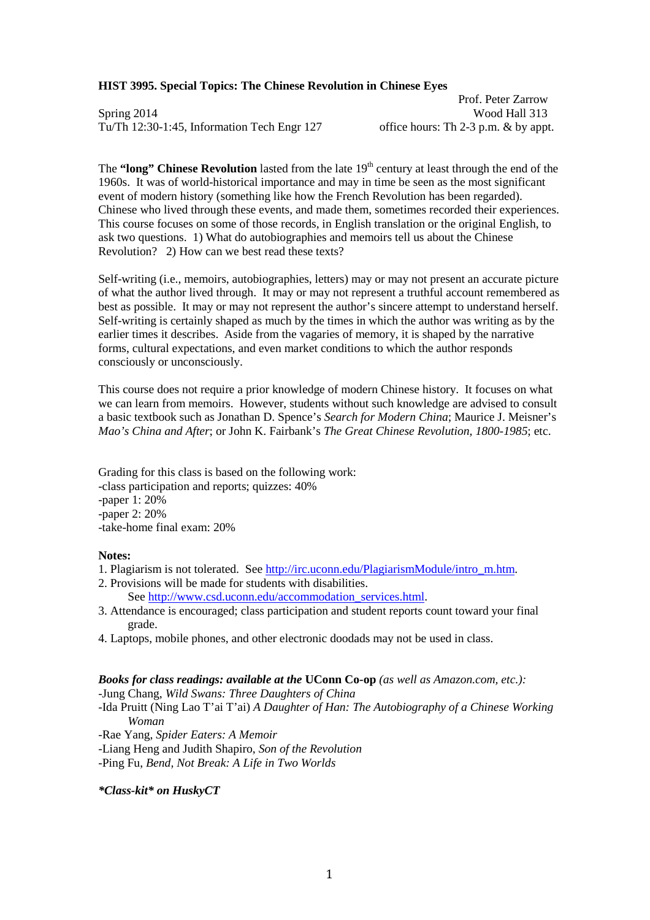**HIST 3995. Special Topics: The Chinese Revolution in Chinese Eyes**

Prof. Peter Zarrow
Spring 2014 — Wood Hall 313
Tu/Th 12:30-1:45, Information Tech Engr 127 — office hours: Th 2-3 p.m. & by appt.

The **"long" Chinese Revolution** lasted from the late 19th century at least through the end of the 1960s. It was of world-historical importance and may in time be seen as the most significant event of modern history (something like how the French Revolution has been regarded). Chinese who lived through these events, and made them, sometimes recorded their experiences. This course focuses on some of those records, in English translation or the original English, to ask two questions. 1) What do autobiographies and memoirs tell us about the Chinese Revolution? 2) How can we best read these texts?

Self-writing (i.e., memoirs, autobiographies, letters) may or may not present an accurate picture of what the author lived through. It may or may not represent a truthful account remembered as best as possible. It may or may not represent the author's sincere attempt to understand herself. Self-writing is certainly shaped as much by the times in which the author was writing as by the earlier times it describes. Aside from the vagaries of memory, it is shaped by the narrative forms, cultural expectations, and even market conditions to which the author responds consciously or unconsciously.

This course does not require a prior knowledge of modern Chinese history. It focuses on what we can learn from memoirs. However, students without such knowledge are advised to consult a basic textbook such as Jonathan D. Spence's *Search for Modern China*; Maurice J. Meisner's *Mao's China and After*; or John K. Fairbank's *The Great Chinese Revolution, 1800-1985*; etc.

Grading for this class is based on the following work:
- class participation and reports; quizzes: 40%
- paper 1: 20%
- paper 2: 20%
- take-home final exam: 20%

**Notes:**

1. Plagiarism is not tolerated. See http://irc.uconn.edu/PlagiarismModule/intro_m.htm.
2. Provisions will be made for students with disabilities. See http://www.csd.uconn.edu/accommodation_services.html.
3. Attendance is encouraged; class participation and student reports count toward your final grade.
4. Laptops, mobile phones, and other electronic doodads may not be used in class.

***Books for class readings: available at the* UConn Co-op** *(as well as Amazon.com, etc.):*

- Jung Chang, *Wild Swans: Three Daughters of China*
- Ida Pruitt (Ning Lao T'ai T'ai) *A Daughter of Han: The Autobiography of a Chinese Working Woman*
- Rae Yang, *Spider Eaters: A Memoir*
- Liang Heng and Judith Shapiro, *Son of the Revolution*
- Ping Fu, *Bend, Not Break: A Life in Two Worlds*

***\*Class-kit\* on HuskyCT***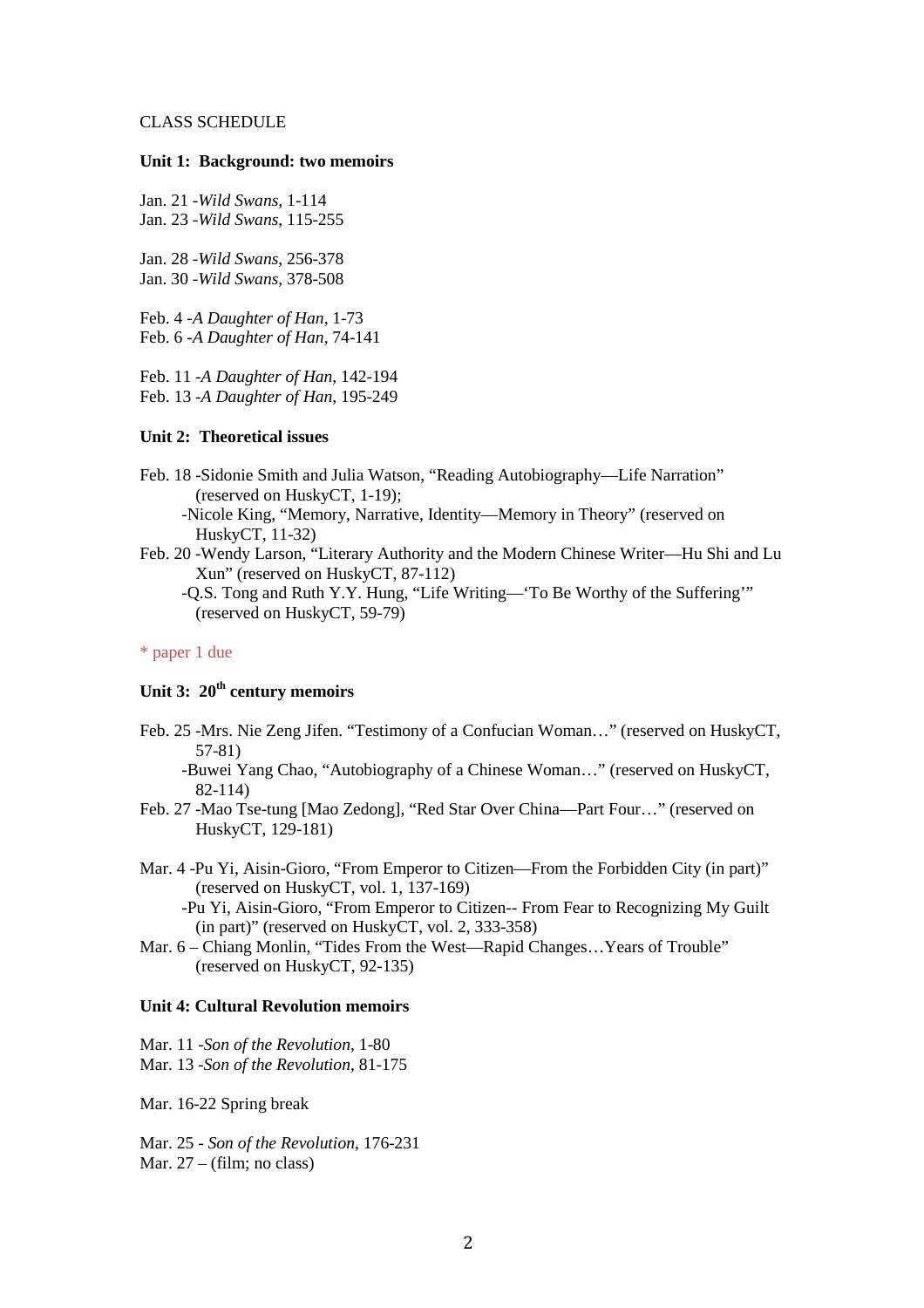CLASS SCHEDULE

**Unit 1: Background: two memoirs**

Jan. 21 -*Wild Swans*, 1-114
Jan. 23 -*Wild Swans*, 115-255

Jan. 28 -*Wild Swans*, 256-378
Jan. 30 -*Wild Swans*, 378-508

Feb. 4 -*A Daughter of Han*, 1-73
Feb. 6 -*A Daughter of Han*, 74-141

Feb. 11 -*A Daughter of Han*, 142-194
Feb. 13 -*A Daughter of Han*, 195-249

**Unit 2: Theoretical issues**

Feb. 18 -Sidonie Smith and Julia Watson, "Reading Autobiography—Life Narration" (reserved on HuskyCT, 1-19);
-Nicole King, "Memory, Narrative, Identity—Memory in Theory" (reserved on HuskyCT, 11-32)

Feb. 20 -Wendy Larson, "Literary Authority and the Modern Chinese Writer—Hu Shi and Lu Xun" (reserved on HuskyCT, 87-112)
-Q.S. Tong and Ruth Y.Y. Hung, "Life Writing—'To Be Worthy of the Suffering'" (reserved on HuskyCT, 59-79)

* paper 1 due

**Unit 3: 20th century memoirs**

Feb. 25 -Mrs. Nie Zeng Jifen. "Testimony of a Confucian Woman…" (reserved on HuskyCT, 57-81)
-Buwei Yang Chao, "Autobiography of a Chinese Woman…" (reserved on HuskyCT, 82-114)

Feb. 27 -Mao Tse-tung [Mao Zedong], "Red Star Over China—Part Four…" (reserved on HuskyCT, 129-181)

Mar. 4 -Pu Yi, Aisin-Gioro, "From Emperor to Citizen—From the Forbidden City (in part)" (reserved on HuskyCT, vol. 1, 137-169)
-Pu Yi, Aisin-Gioro, "From Emperor to Citizen-- From Fear to Recognizing My Guilt (in part)" (reserved on HuskyCT, vol. 2, 333-358)

Mar. 6 – Chiang Monlin, "Tides From the West—Rapid Changes…Years of Trouble" (reserved on HuskyCT, 92-135)

**Unit 4: Cultural Revolution memoirs**

Mar. 11 -*Son of the Revolution*, 1-80
Mar. 13 -*Son of the Revolution*, 81-175

Mar. 16-22 Spring break

Mar. 25 - *Son of the Revolution*, 176-231
Mar. 27 – (film; no class)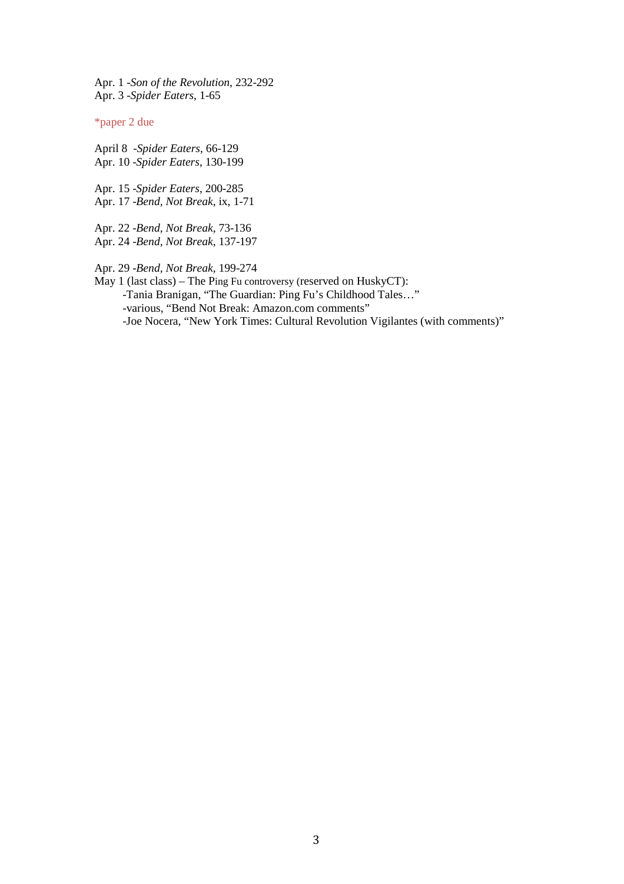Apr. 1 -*Son of the Revolution*, 232-292  
Apr. 3 -*Spider Eaters*, 1-65

*paper 2 due

April 8 -*Spider Eaters*, 66-129  
Apr. 10 -*Spider Eaters*, 130-199

Apr. 15 -*Spider Eaters*, 200-285  
Apr. 17 -*Bend, Not Break*, ix, 1-71

Apr. 22 -*Bend, Not Break*, 73-136  
Apr. 24 -*Bend, Not Break*, 137-197

Apr. 29 -*Bend, Not Break*, 199-274  
May 1 (last class) – The Ping Fu controversy (reserved on HuskyCT):

- -Tania Branigan, "The Guardian: Ping Fu's Childhood Tales…"
- -various, "Bend Not Break: Amazon.com comments"
- -Joe Nocera, "New York Times: Cultural Revolution Vigilantes (with comments)"